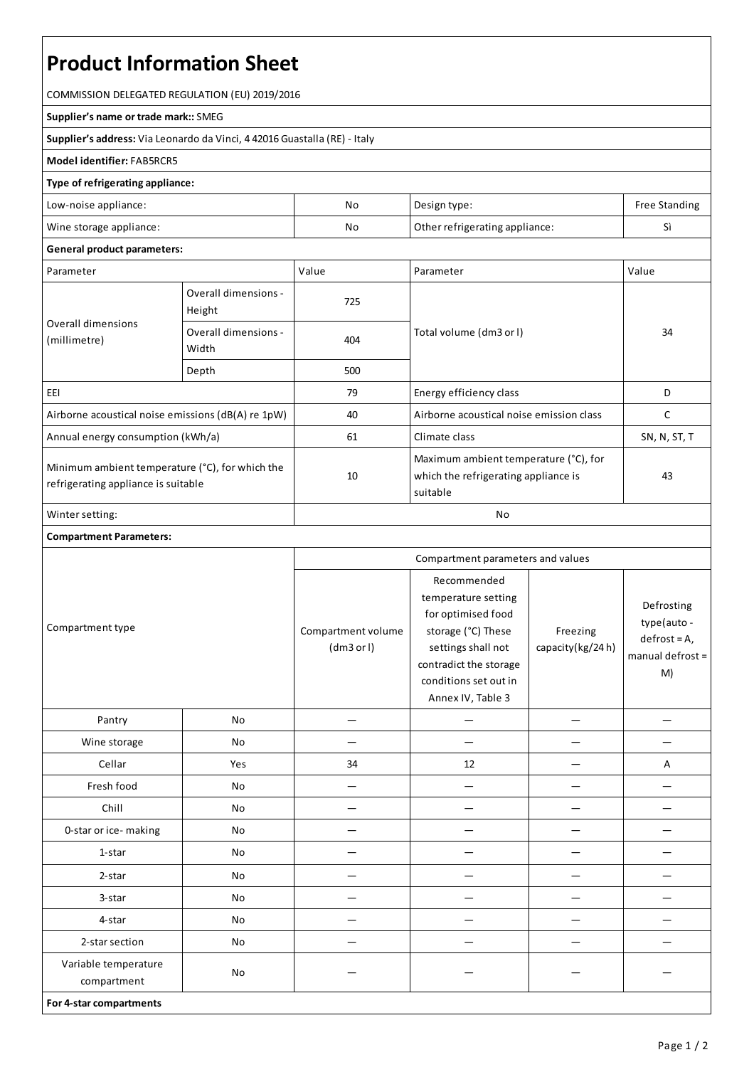# Product Information Sheet

COMMISSION DELEGATED REGULATION (EU) 2019/2016

**Supplier's name or trade mark::** SMEG

**Supplier's address:** Via Leonardo da Vinci, 4 42016 Guastalla (RE) - Italy

**Model identifier:** FAB5RCR5

**Type of refrigerating appliance:**

| | | | |
|---|---|---|---|
| Low-noise appliance: | No | Design type: | Free Standing |
| Wine storage appliance: | No | Other refrigerating appliance: | Sì |

**General product parameters:**

| Parameter | | Value | Parameter | Value |
|---|---|---|---|---|
| Overall dimensions (millimetre) | Overall dimensions - Height | 725 | Total volume (dm3 or l) | 34 |
| | Overall dimensions - Width | 404 | | |
| | Depth | 500 | | |
| EEI | | 79 | Energy efficiency class | D |
| Airborne acoustical noise emissions (dB(A) re 1pW) | | 40 | Airborne acoustical noise emission class | C |
| Annual energy consumption (kWh/a) | | 61 | Climate class | SN, N, ST, T |
| Minimum ambient temperature (°C), for which the refrigerating appliance is suitable | | 10 | Maximum ambient temperature (°C), for which the refrigerating appliance is suitable | 43 |
| Winter setting: | | No | | |

**Compartment Parameters:**

| Compartment type | | Compartment parameters and values | | | |
|---|---|---|---|---|---|
| | | Compartment volume (dm3 or l) | Recommended temperature setting for optimised food storage (°C) These settings shall not contradict the storage conditions set out in Annex IV, Table 3 | Freezing capacity(kg/24 h) | Defrosting type(auto - defrost = A, manual defrost = M) |
| Pantry | No | — | — | — | — |
| Wine storage | No | — | — | — | — |
| Cellar | Yes | 34 | 12 | — | A |
| Fresh food | No | — | — | — | — |
| Chill | No | — | — | — | — |
| 0-star or ice- making | No | — | — | — | — |
| 1-star | No | — | — | — | — |
| 2-star | No | — | — | — | — |
| 3-star | No | — | — | — | — |
| 4-star | No | — | — | — | — |
| 2-star section | No | — | — | — | — |
| Variable temperature compartment | No | — | — | — | — |

**For 4-star compartments**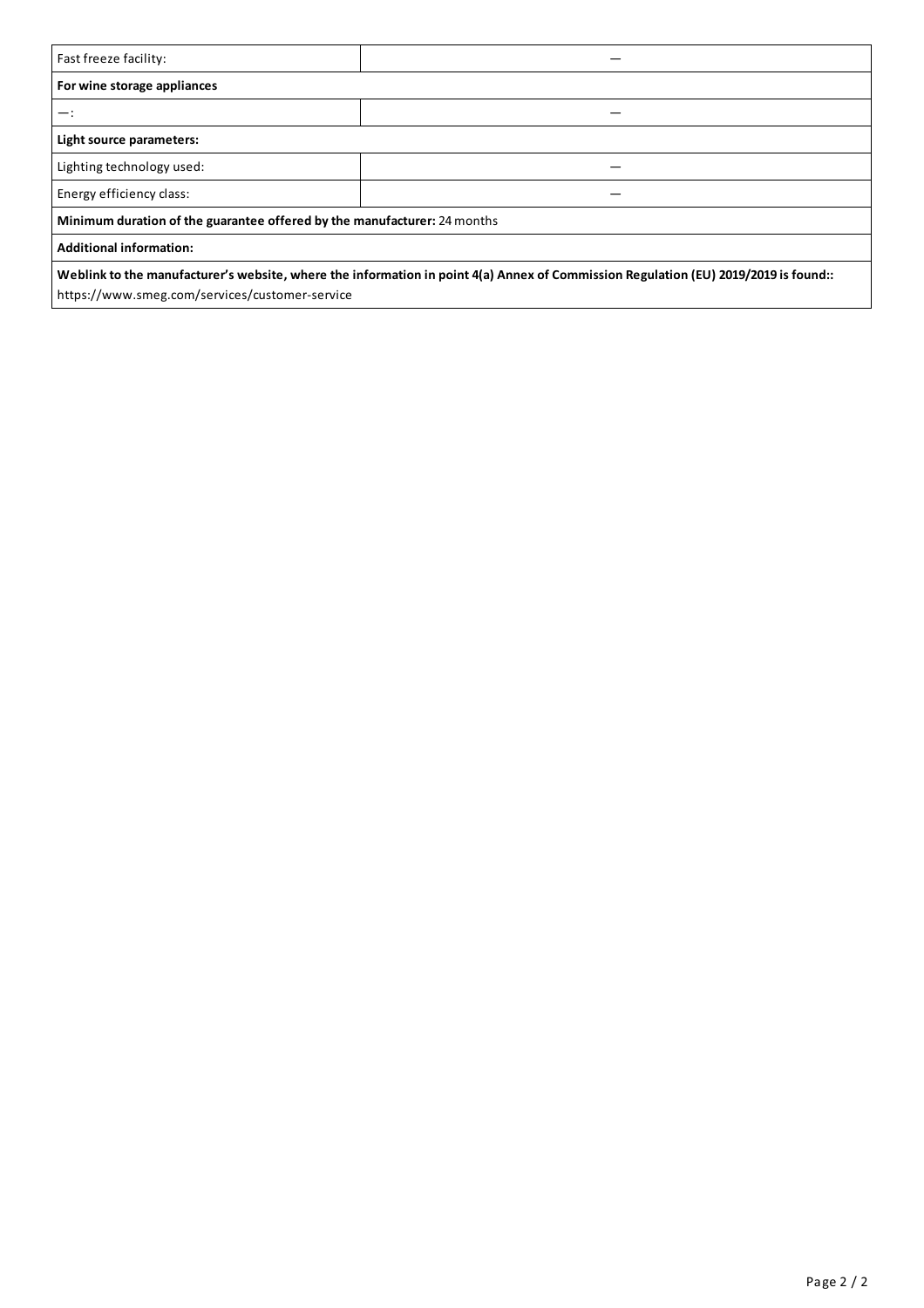| | |
|---|---|
| Fast freeze facility: | — |
| **For wine storage appliances** | |
| —: | — |
| **Light source parameters:** | |
| Lighting technology used: | — |
| Energy efficiency class: | — |
| **Minimum duration of the guarantee offered by the manufacturer:** 24 months | |
| **Additional information:** | |
| **Weblink to the manufacturer's website, where the information in point 4(a) Annex of Commission Regulation (EU) 2019/2019 is found::** https://www.smeg.com/services/customer-service | |